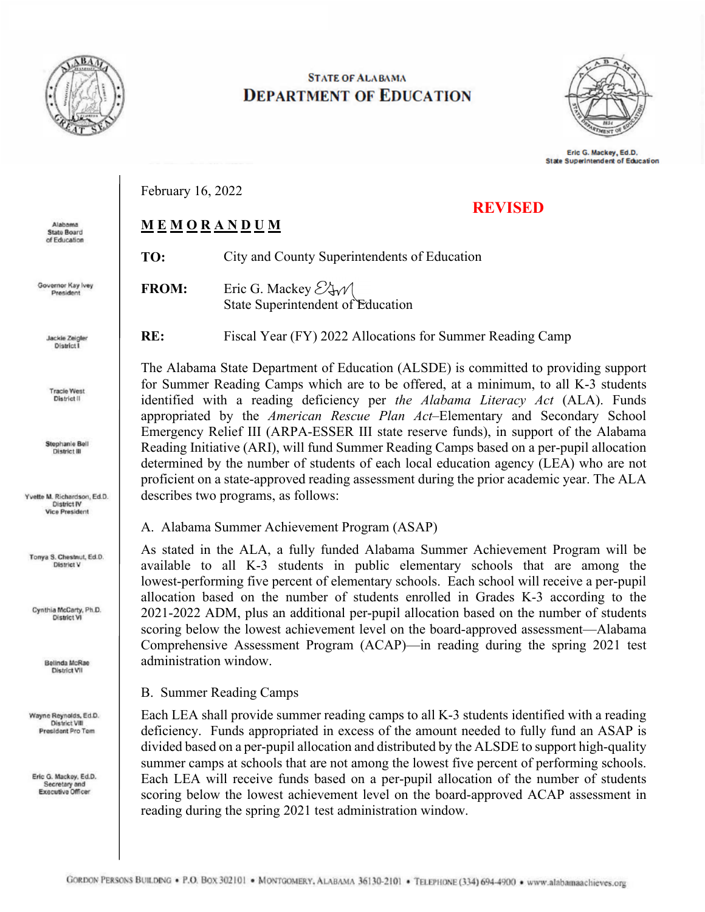**STATE OF ALABAMA**
**DEPARTMENT OF EDUCATION**

Eric G. Mackey, Ed.D.
State Superintendent of Education

Alabama State Board of Education

Governor Kay Ivey
President

Jackie Zeigler
District I

Tracie West
District II

Stephanie Bell
District III

Yvette M. Richardson, Ed.D.
District IV
Vice President

Tonya S. Chestnut, Ed.D.
District V

Cynthia McCarty, Ph.D.
District VI

Belinda McRae
District VII

Wayne Reynolds, Ed.D.
District VIII
President Pro Tem

Eric G. Mackey, Ed.D.
Secretary and
Executive Officer

February 16, 2022

**REVISED**

**M E M O R A N D U M**

**TO:** City and County Superintendents of Education

**FROM:** Eric G. Mackey
State Superintendent of Education

**RE:** Fiscal Year (FY) 2022 Allocations for Summer Reading Camp

The Alabama State Department of Education (ALSDE) is committed to providing support for Summer Reading Camps which are to be offered, at a minimum, to all K-3 students identified with a reading deficiency per *the Alabama Literacy Act* (ALA). Funds appropriated by the *American Rescue Plan Act*–Elementary and Secondary School Emergency Relief III (ARPA-ESSER III state reserve funds), in support of the Alabama Reading Initiative (ARI), will fund Summer Reading Camps based on a per-pupil allocation determined by the number of students of each local education agency (LEA) who are not proficient on a state-approved reading assessment during the prior academic year. The ALA describes two programs, as follows:

A. Alabama Summer Achievement Program (ASAP)

As stated in the ALA, a fully funded Alabama Summer Achievement Program will be available to all K-3 students in public elementary schools that are among the lowest-performing five percent of elementary schools. Each school will receive a per-pupil allocation based on the number of students enrolled in Grades K-3 according to the 2021-2022 ADM, plus an additional per-pupil allocation based on the number of students scoring below the lowest achievement level on the board-approved assessment—Alabama Comprehensive Assessment Program (ACAP)—in reading during the spring 2021 test administration window.

B. Summer Reading Camps

Each LEA shall provide summer reading camps to all K-3 students identified with a reading deficiency. Funds appropriated in excess of the amount needed to fully fund an ASAP is divided based on a per-pupil allocation and distributed by the ALSDE to support high-quality summer camps at schools that are not among the lowest five percent of performing schools. Each LEA will receive funds based on a per-pupil allocation of the number of students scoring below the lowest achievement level on the board-approved ACAP assessment in reading during the spring 2021 test administration window.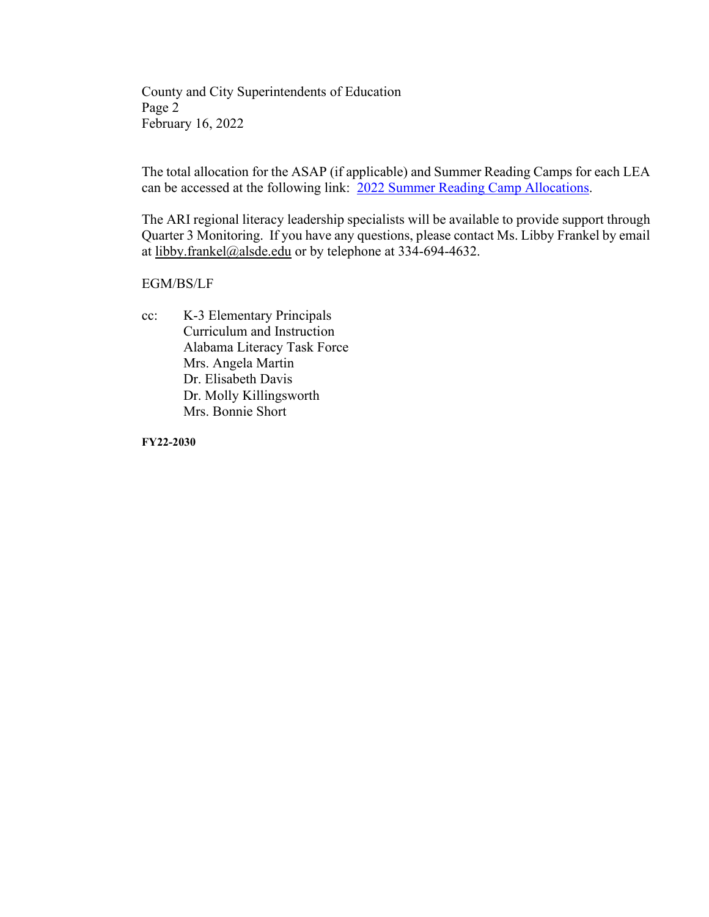The total allocation for the ASAP (if applicable) and Summer Reading Camps for each LEA can be accessed at the following link: [2022 Summer Reading Camp Allocations].

The ARI regional literacy leadership specialists will be available to provide support through Quarter 3 Monitoring. If you have any questions, please contact Ms. Libby Frankel by email at libby.frankel@alsde.edu or by telephone at 334-694-4632.

EGM/BS/LF

cc: K-3 Elementary Principals
Curriculum and Instruction
Alabama Literacy Task Force
Mrs. Angela Martin
Dr. Elisabeth Davis
Dr. Molly Killingsworth
Mrs. Bonnie Short

**FY22-2030**